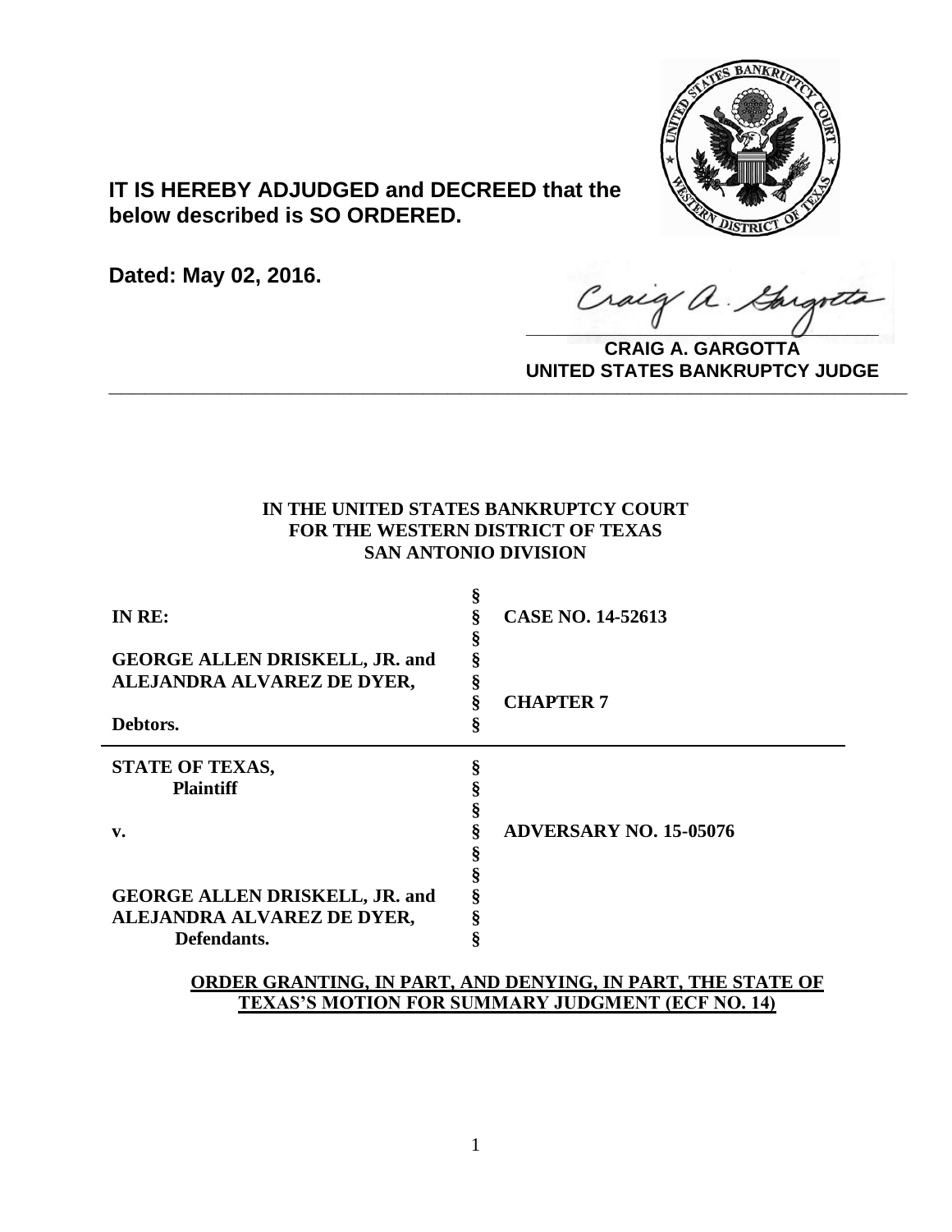**IT IS HEREBY ADJUDGED and DECREED that the below described is SO ORDERED.**

**Dated: May 02, 2016.**

**CRAIG A. GARGOTTA**
**UNITED STATES BANKRUPTCY JUDGE**

---

**IN THE UNITED STATES BANKRUPTCY COURT**
**FOR THE WESTERN DISTRICT OF TEXAS**
**SAN ANTONIO DIVISION**

| | | |
|---|---|---|
| **IN RE:** | § | **CASE NO. 14-52613** |
| | § | |
| **GEORGE ALLEN DRISKELL, JR. and** | § | |
| **ALEJANDRA ALVAREZ DE DYER,** | § | |
| | § | **CHAPTER 7** |
| **Debtors.** | § | |
| **STATE OF TEXAS,** | § | |
| **Plaintiff** | § | |
| | § | |
| **v.** | § | **ADVERSARY NO. 15-05076** |
| | § | |
| | § | |
| **GEORGE ALLEN DRISKELL, JR. and** | § | |
| **ALEJANDRA ALVAREZ DE DYER,** | § | |
| **Defendants.** | § | |

**ORDER GRANTING, IN PART, AND DENYING, IN PART, THE STATE OF TEXAS'S MOTION FOR SUMMARY JUDGMENT (ECF NO. 14)**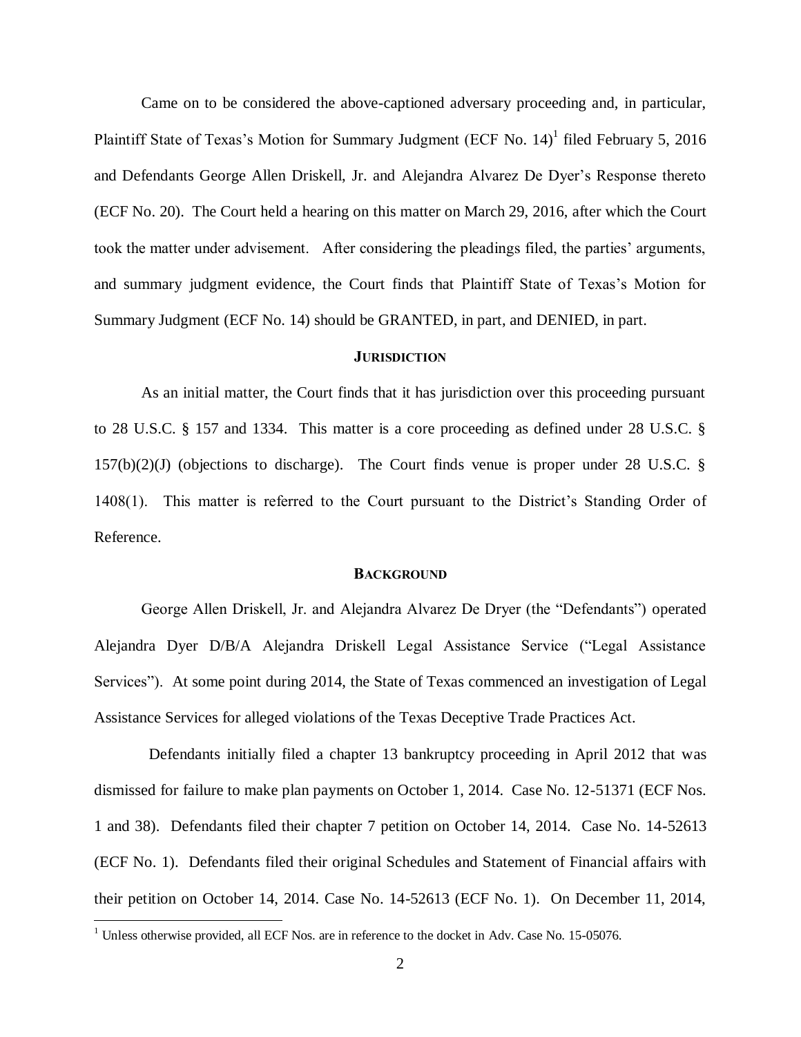Came on to be considered the above-captioned adversary proceeding and, in particular, Plaintiff State of Texas's Motion for Summary Judgment (ECF No. 14)[1] filed February 5, 2016 and Defendants George Allen Driskell, Jr. and Alejandra Alvarez De Dyer's Response thereto (ECF No. 20). The Court held a hearing on this matter on March 29, 2016, after which the Court took the matter under advisement. After considering the pleadings filed, the parties' arguments, and summary judgment evidence, the Court finds that Plaintiff State of Texas's Motion for Summary Judgment (ECF No. 14) should be GRANTED, in part, and DENIED, in part.

## JURISDICTION

As an initial matter, the Court finds that it has jurisdiction over this proceeding pursuant to 28 U.S.C. § 157 and 1334. This matter is a core proceeding as defined under 28 U.S.C. § 157(b)(2)(J) (objections to discharge). The Court finds venue is proper under 28 U.S.C. § 1408(1). This matter is referred to the Court pursuant to the District's Standing Order of Reference.

## BACKGROUND

George Allen Driskell, Jr. and Alejandra Alvarez De Dryer (the "Defendants") operated Alejandra Dyer D/B/A Alejandra Driskell Legal Assistance Service ("Legal Assistance Services"). At some point during 2014, the State of Texas commenced an investigation of Legal Assistance Services for alleged violations of the Texas Deceptive Trade Practices Act.

Defendants initially filed a chapter 13 bankruptcy proceeding in April 2012 that was dismissed for failure to make plan payments on October 1, 2014. Case No. 12-51371 (ECF Nos. 1 and 38). Defendants filed their chapter 7 petition on October 14, 2014. Case No. 14-52613 (ECF No. 1). Defendants filed their original Schedules and Statement of Financial affairs with their petition on October 14, 2014. Case No. 14-52613 (ECF No. 1). On December 11, 2014,

[1] Unless otherwise provided, all ECF Nos. are in reference to the docket in Adv. Case No. 15-05076.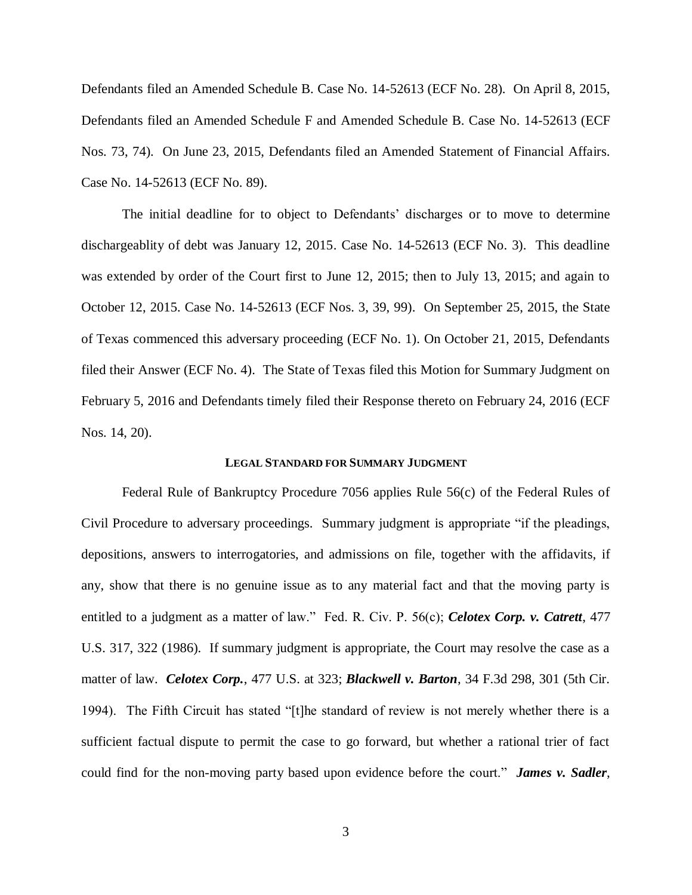Defendants filed an Amended Schedule B. Case No. 14-52613 (ECF No. 28). On April 8, 2015, Defendants filed an Amended Schedule F and Amended Schedule B. Case No. 14-52613 (ECF Nos. 73, 74). On June 23, 2015, Defendants filed an Amended Statement of Financial Affairs. Case No. 14-52613 (ECF No. 89).

The initial deadline for to object to Defendants' discharges or to move to determine dischargeablity of debt was January 12, 2015. Case No. 14-52613 (ECF No. 3). This deadline was extended by order of the Court first to June 12, 2015; then to July 13, 2015; and again to October 12, 2015. Case No. 14-52613 (ECF Nos. 3, 39, 99). On September 25, 2015, the State of Texas commenced this adversary proceeding (ECF No. 1). On October 21, 2015, Defendants filed their Answer (ECF No. 4). The State of Texas filed this Motion for Summary Judgment on February 5, 2016 and Defendants timely filed their Response thereto on February 24, 2016 (ECF Nos. 14, 20).

#### LEGAL STANDARD FOR SUMMARY JUDGMENT

Federal Rule of Bankruptcy Procedure 7056 applies Rule 56(c) of the Federal Rules of Civil Procedure to adversary proceedings. Summary judgment is appropriate "if the pleadings, depositions, answers to interrogatories, and admissions on file, together with the affidavits, if any, show that there is no genuine issue as to any material fact and that the moving party is entitled to a judgment as a matter of law." Fed. R. Civ. P. 56(c); ***Celotex Corp. v. Catrett***, 477 U.S. 317, 322 (1986). If summary judgment is appropriate, the Court may resolve the case as a matter of law. ***Celotex Corp.***, 477 U.S. at 323; ***Blackwell v. Barton***, 34 F.3d 298, 301 (5th Cir. 1994). The Fifth Circuit has stated "[t]he standard of review is not merely whether there is a sufficient factual dispute to permit the case to go forward, but whether a rational trier of fact could find for the non-moving party based upon evidence before the court." ***James v. Sadler***,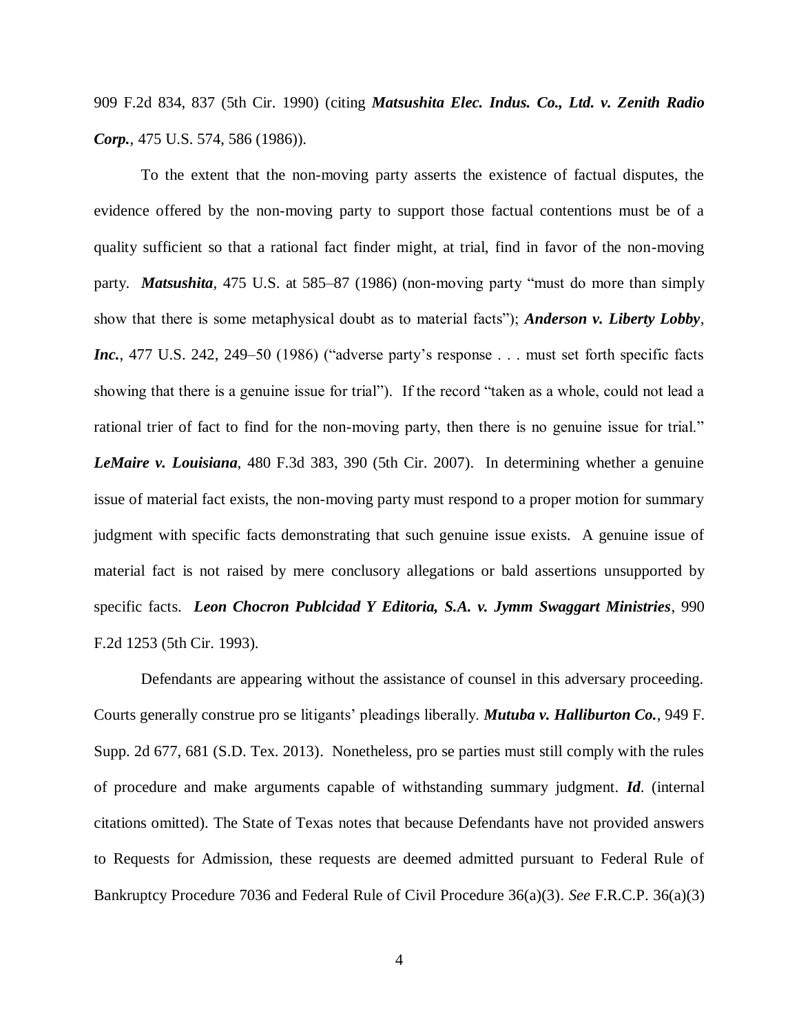909 F.2d 834, 837 (5th Cir. 1990) (citing ***Matsushita Elec. Indus. Co., Ltd. v. Zenith Radio Corp.***, 475 U.S. 574, 586 (1986)).

To the extent that the non-moving party asserts the existence of factual disputes, the evidence offered by the non-moving party to support those factual contentions must be of a quality sufficient so that a rational fact finder might, at trial, find in favor of the non-moving party. ***Matsushita***, 475 U.S. at 585–87 (1986) (non-moving party "must do more than simply show that there is some metaphysical doubt as to material facts"); ***Anderson v. Liberty Lobby, Inc.***, 477 U.S. 242, 249–50 (1986) ("adverse party's response . . . must set forth specific facts showing that there is a genuine issue for trial"). If the record "taken as a whole, could not lead a rational trier of fact to find for the non-moving party, then there is no genuine issue for trial." ***LeMaire v. Louisiana***, 480 F.3d 383, 390 (5th Cir. 2007). In determining whether a genuine issue of material fact exists, the non-moving party must respond to a proper motion for summary judgment with specific facts demonstrating that such genuine issue exists. A genuine issue of material fact is not raised by mere conclusory allegations or bald assertions unsupported by specific facts. ***Leon Chocron Publcidad Y Editoria, S.A. v. Jymm Swaggart Ministries***, 990 F.2d 1253 (5th Cir. 1993).

Defendants are appearing without the assistance of counsel in this adversary proceeding. Courts generally construe pro se litigants' pleadings liberally. ***Mutuba v. Halliburton Co.***, 949 F. Supp. 2d 677, 681 (S.D. Tex. 2013). Nonetheless, pro se parties must still comply with the rules of procedure and make arguments capable of withstanding summary judgment. ***Id***. (internal citations omitted). The State of Texas notes that because Defendants have not provided answers to Requests for Admission, these requests are deemed admitted pursuant to Federal Rule of Bankruptcy Procedure 7036 and Federal Rule of Civil Procedure 36(a)(3). *See* F.R.C.P. 36(a)(3)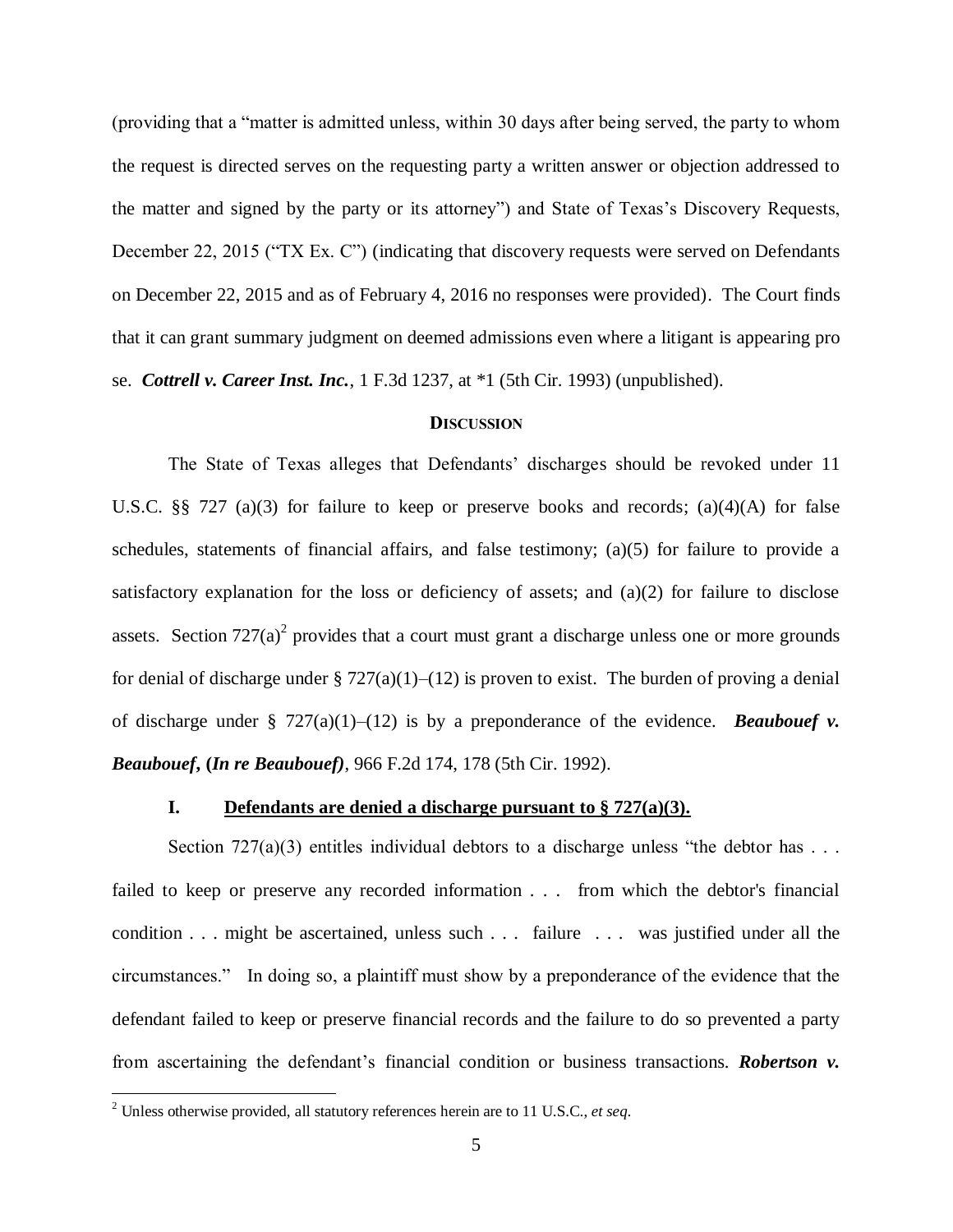(providing that a "matter is admitted unless, within 30 days after being served, the party to whom the request is directed serves on the requesting party a written answer or objection addressed to the matter and signed by the party or its attorney") and State of Texas's Discovery Requests, December 22, 2015 ("TX Ex. C") (indicating that discovery requests were served on Defendants on December 22, 2015 and as of February 4, 2016 no responses were provided). The Court finds that it can grant summary judgment on deemed admissions even where a litigant is appearing pro se. ***Cottrell v. Career Inst. Inc.***, 1 F.3d 1237, at *1 (5th Cir. 1993) (unpublished).

## DISCUSSION

The State of Texas alleges that Defendants' discharges should be revoked under 11 U.S.C. §§ 727 (a)(3) for failure to keep or preserve books and records; (a)(4)(A) for false schedules, statements of financial affairs, and false testimony; (a)(5) for failure to provide a satisfactory explanation for the loss or deficiency of assets; and (a)(2) for failure to disclose assets. Section 727(a)[2] provides that a court must grant a discharge unless one or more grounds for denial of discharge under § 727(a)(1)–(12) is proven to exist. The burden of proving a denial of discharge under § 727(a)(1)–(12) is by a preponderance of the evidence. ***Beaubouef v. Beaubouef*, (*In re Beaubouef*)**, 966 F.2d 174, 178 (5th Cir. 1992).

### I. Defendants are denied a discharge pursuant to § 727(a)(3).

Section 727(a)(3) entitles individual debtors to a discharge unless "the debtor has . . . failed to keep or preserve any recorded information . . . from which the debtor's financial condition . . . might be ascertained, unless such . . . failure . . . was justified under all the circumstances." In doing so, a plaintiff must show by a preponderance of the evidence that the defendant failed to keep or preserve financial records and the failure to do so prevented a party from ascertaining the defendant's financial condition or business transactions. ***Robertson v.***

[2] Unless otherwise provided, all statutory references herein are to 11 U.S.C., *et seq*.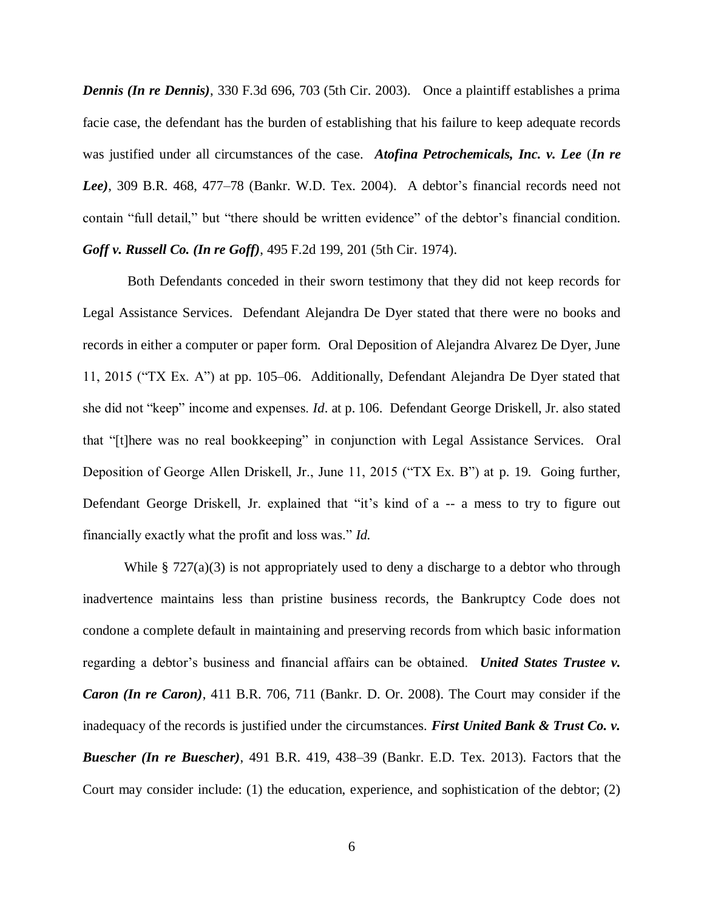***Dennis (In re Dennis)***, 330 F.3d 696, 703 (5th Cir. 2003). Once a plaintiff establishes a prima facie case, the defendant has the burden of establishing that his failure to keep adequate records was justified under all circumstances of the case. ***Atofina Petrochemicals, Inc. v. Lee*** (***In re Lee)***, 309 B.R. 468, 477–78 (Bankr. W.D. Tex. 2004). A debtor's financial records need not contain "full detail," but "there should be written evidence" of the debtor's financial condition. ***Goff v. Russell Co. (In re Goff)***, 495 F.2d 199, 201 (5th Cir. 1974).

Both Defendants conceded in their sworn testimony that they did not keep records for Legal Assistance Services. Defendant Alejandra De Dyer stated that there were no books and records in either a computer or paper form. Oral Deposition of Alejandra Alvarez De Dyer, June 11, 2015 ("TX Ex. A") at pp. 105–06. Additionally, Defendant Alejandra De Dyer stated that she did not "keep" income and expenses. *Id*. at p. 106. Defendant George Driskell, Jr. also stated that "[t]here was no real bookkeeping" in conjunction with Legal Assistance Services. Oral Deposition of George Allen Driskell, Jr., June 11, 2015 ("TX Ex. B") at p. 19. Going further, Defendant George Driskell, Jr. explained that "it's kind of a -- a mess to try to figure out financially exactly what the profit and loss was." *Id.*

While § 727(a)(3) is not appropriately used to deny a discharge to a debtor who through inadvertence maintains less than pristine business records, the Bankruptcy Code does not condone a complete default in maintaining and preserving records from which basic information regarding a debtor's business and financial affairs can be obtained. ***United States Trustee v. Caron (In re Caron)***, 411 B.R. 706, 711 (Bankr. D. Or. 2008). The Court may consider if the inadequacy of the records is justified under the circumstances. ***First United Bank & Trust Co. v. Buescher (In re Buescher)***, 491 B.R. 419, 438–39 (Bankr. E.D. Tex. 2013). Factors that the Court may consider include: (1) the education, experience, and sophistication of the debtor; (2)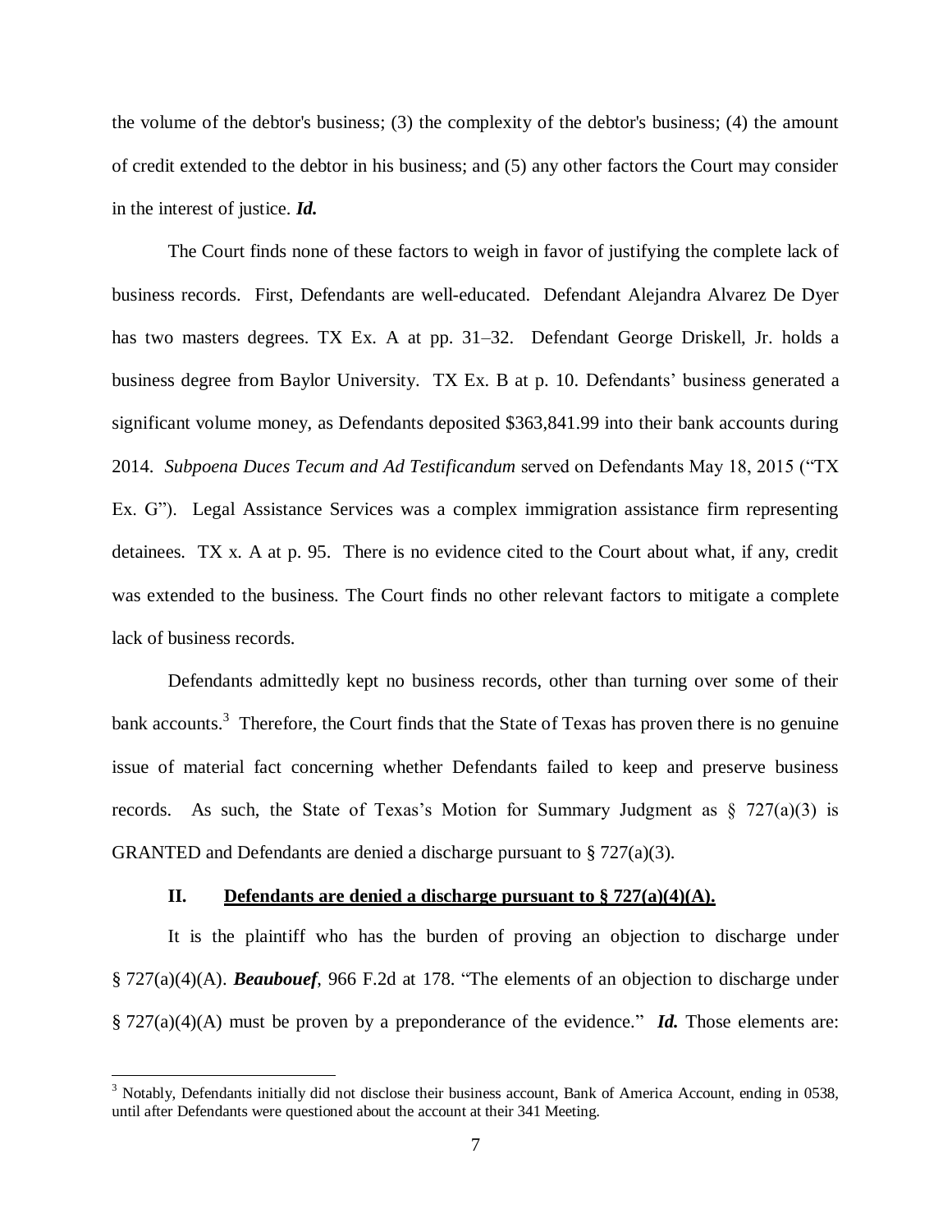the volume of the debtor's business; (3) the complexity of the debtor's business; (4) the amount of credit extended to the debtor in his business; and (5) any other factors the Court may consider in the interest of justice. ***Id.***

The Court finds none of these factors to weigh in favor of justifying the complete lack of business records. First, Defendants are well-educated. Defendant Alejandra Alvarez De Dyer has two masters degrees. TX Ex. A at pp. 31–32. Defendant George Driskell, Jr. holds a business degree from Baylor University. TX Ex. B at p. 10. Defendants' business generated a significant volume money, as Defendants deposited $363,841.99 into their bank accounts during 2014. *Subpoena Duces Tecum and Ad Testificandum* served on Defendants May 18, 2015 ("TX Ex. G"). Legal Assistance Services was a complex immigration assistance firm representing detainees. TX x. A at p. 95. There is no evidence cited to the Court about what, if any, credit was extended to the business. The Court finds no other relevant factors to mitigate a complete lack of business records.

Defendants admittedly kept no business records, other than turning over some of their bank accounts.[3] Therefore, the Court finds that the State of Texas has proven there is no genuine issue of material fact concerning whether Defendants failed to keep and preserve business records. As such, the State of Texas's Motion for Summary Judgment as § 727(a)(3) is GRANTED and Defendants are denied a discharge pursuant to § 727(a)(3).

### II. Defendants are denied a discharge pursuant to § 727(a)(4)(A).

It is the plaintiff who has the burden of proving an objection to discharge under § 727(a)(4)(A). ***Beaubouef***, 966 F.2d at 178. "The elements of an objection to discharge under § 727(a)(4)(A) must be proven by a preponderance of the evidence." ***Id.*** Those elements are:

[3] Notably, Defendants initially did not disclose their business account, Bank of America Account, ending in 0538, until after Defendants were questioned about the account at their 341 Meeting.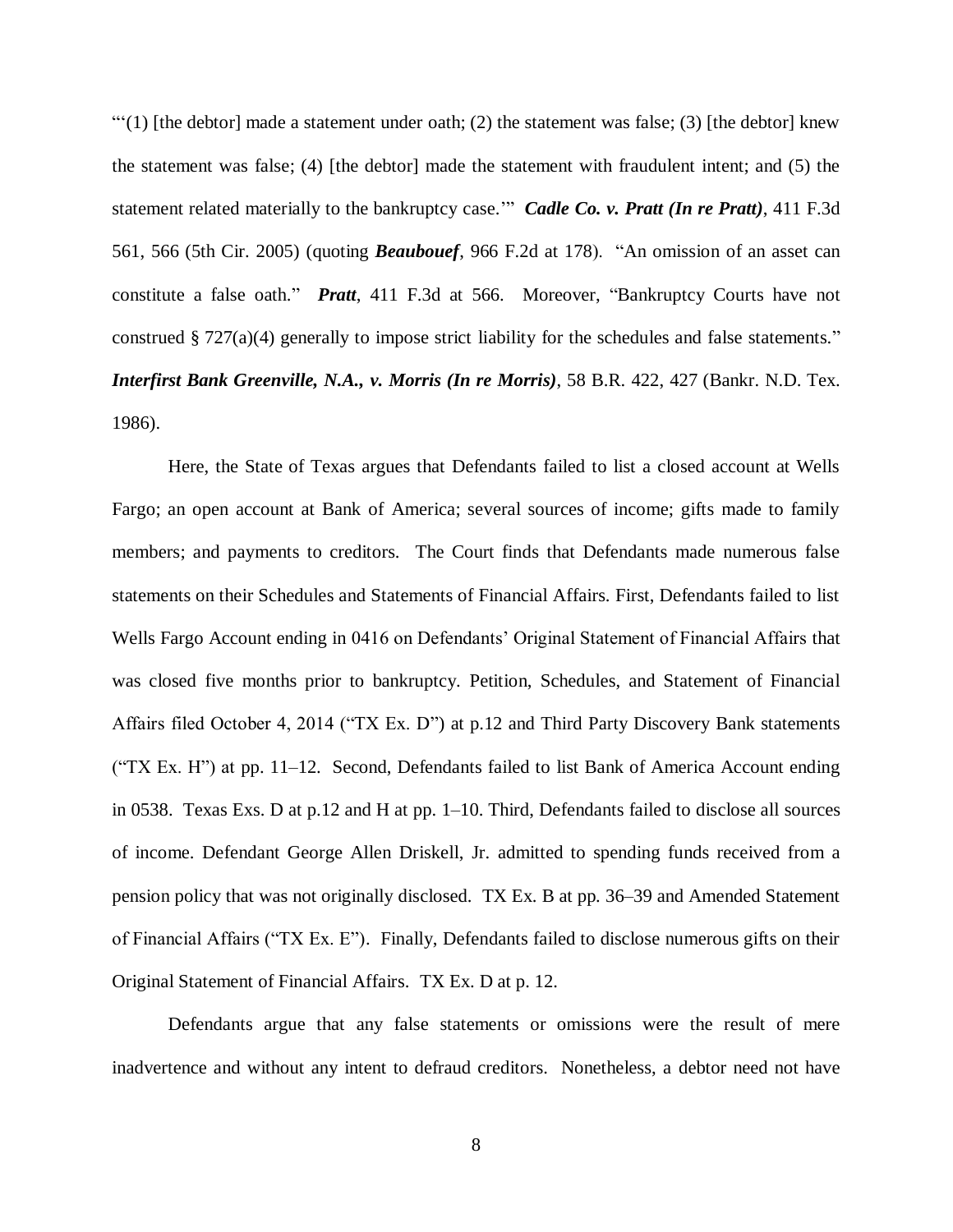"'(1) [the debtor] made a statement under oath; (2) the statement was false; (3) [the debtor] knew the statement was false; (4) [the debtor] made the statement with fraudulent intent; and (5) the statement related materially to the bankruptcy case.'" ***Cadle Co. v. Pratt (In re Pratt)***, 411 F.3d 561, 566 (5th Cir. 2005) (quoting ***Beaubouef***, 966 F.2d at 178). "An omission of an asset can constitute a false oath." ***Pratt***, 411 F.3d at 566. Moreover, "Bankruptcy Courts have not construed § 727(a)(4) generally to impose strict liability for the schedules and false statements." ***Interfirst Bank Greenville, N.A., v. Morris (In re Morris)***, 58 B.R. 422, 427 (Bankr. N.D. Tex. 1986).

Here, the State of Texas argues that Defendants failed to list a closed account at Wells Fargo; an open account at Bank of America; several sources of income; gifts made to family members; and payments to creditors. The Court finds that Defendants made numerous false statements on their Schedules and Statements of Financial Affairs. First, Defendants failed to list Wells Fargo Account ending in 0416 on Defendants' Original Statement of Financial Affairs that was closed five months prior to bankruptcy. Petition, Schedules, and Statement of Financial Affairs filed October 4, 2014 ("TX Ex. D") at p.12 and Third Party Discovery Bank statements ("TX Ex. H") at pp. 11–12. Second, Defendants failed to list Bank of America Account ending in 0538. Texas Exs. D at p.12 and H at pp. 1–10. Third, Defendants failed to disclose all sources of income. Defendant George Allen Driskell, Jr. admitted to spending funds received from a pension policy that was not originally disclosed. TX Ex. B at pp. 36–39 and Amended Statement of Financial Affairs ("TX Ex. E"). Finally, Defendants failed to disclose numerous gifts on their Original Statement of Financial Affairs. TX Ex. D at p. 12.

Defendants argue that any false statements or omissions were the result of mere inadvertence and without any intent to defraud creditors. Nonetheless, a debtor need not have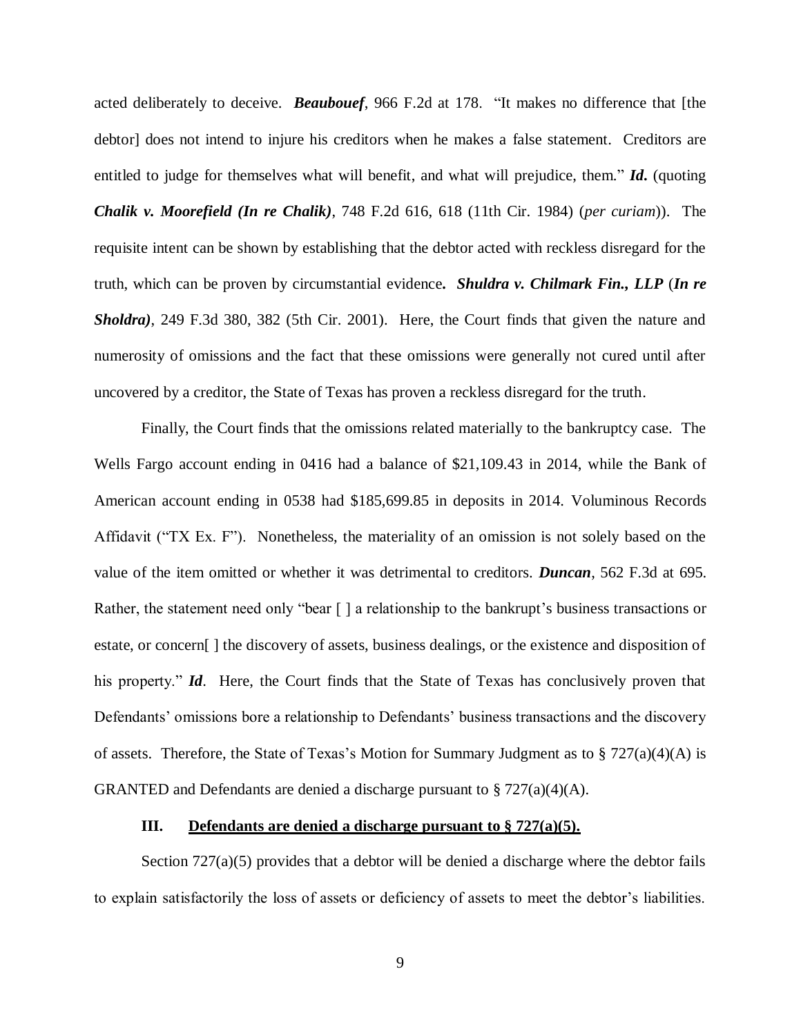acted deliberately to deceive. ***Beaubouef***, 966 F.2d at 178. "It makes no difference that [the debtor] does not intend to injure his creditors when he makes a false statement. Creditors are entitled to judge for themselves what will benefit, and what will prejudice, them." ***Id.*** (quoting ***Chalik v. Moorefield (In re Chalik)***, 748 F.2d 616, 618 (11th Cir. 1984) (*per curiam*)). The requisite intent can be shown by establishing that the debtor acted with reckless disregard for the truth, which can be proven by circumstantial evidence**.** ***Shuldra v. Chilmark Fin., LLP*** (***In re Sholdra)***, 249 F.3d 380, 382 (5th Cir. 2001). Here, the Court finds that given the nature and numerosity of omissions and the fact that these omissions were generally not cured until after uncovered by a creditor, the State of Texas has proven a reckless disregard for the truth.

Finally, the Court finds that the omissions related materially to the bankruptcy case. The Wells Fargo account ending in 0416 had a balance of $21,109.43 in 2014, while the Bank of American account ending in 0538 had $185,699.85 in deposits in 2014. Voluminous Records Affidavit ("TX Ex. F"). Nonetheless, the materiality of an omission is not solely based on the value of the item omitted or whether it was detrimental to creditors. ***Duncan***, 562 F.3d at 695. Rather, the statement need only "bear [ ] a relationship to the bankrupt's business transactions or estate, or concern[ ] the discovery of assets, business dealings, or the existence and disposition of his property." ***Id***. Here, the Court finds that the State of Texas has conclusively proven that Defendants' omissions bore a relationship to Defendants' business transactions and the discovery of assets. Therefore, the State of Texas's Motion for Summary Judgment as to § 727(a)(4)(A) is GRANTED and Defendants are denied a discharge pursuant to § 727(a)(4)(A).

### III. <u>Defendants are denied a discharge pursuant to § 727(a)(5).</u>

Section 727(a)(5) provides that a debtor will be denied a discharge where the debtor fails to explain satisfactorily the loss of assets or deficiency of assets to meet the debtor's liabilities.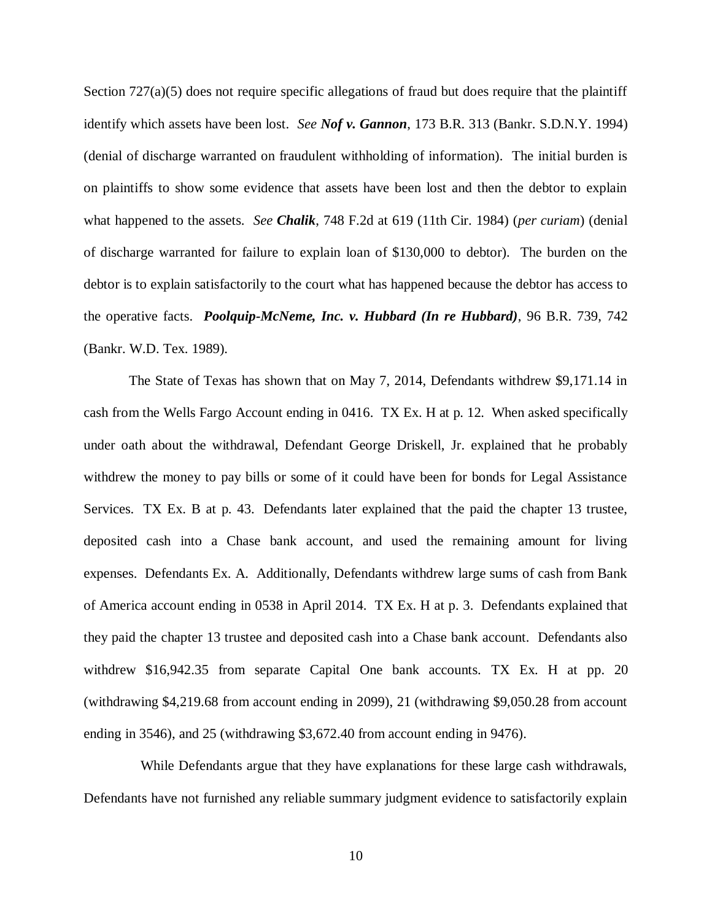Section 727(a)(5) does not require specific allegations of fraud but does require that the plaintiff identify which assets have been lost. *See* ***Nof v. Gannon***, 173 B.R. 313 (Bankr. S.D.N.Y. 1994) (denial of discharge warranted on fraudulent withholding of information). The initial burden is on plaintiffs to show some evidence that assets have been lost and then the debtor to explain what happened to the assets. *See* ***Chalik***, 748 F.2d at 619 (11th Cir. 1984) (*per curiam*) (denial of discharge warranted for failure to explain loan of $130,000 to debtor). The burden on the debtor is to explain satisfactorily to the court what has happened because the debtor has access to the operative facts. ***Poolquip-McNeme, Inc. v. Hubbard (In re Hubbard)***, 96 B.R. 739, 742 (Bankr. W.D. Tex. 1989).

The State of Texas has shown that on May 7, 2014, Defendants withdrew $9,171.14 in cash from the Wells Fargo Account ending in 0416. TX Ex. H at p. 12. When asked specifically under oath about the withdrawal, Defendant George Driskell, Jr. explained that he probably withdrew the money to pay bills or some of it could have been for bonds for Legal Assistance Services. TX Ex. B at p. 43. Defendants later explained that the paid the chapter 13 trustee, deposited cash into a Chase bank account, and used the remaining amount for living expenses. Defendants Ex. A. Additionally, Defendants withdrew large sums of cash from Bank of America account ending in 0538 in April 2014. TX Ex. H at p. 3. Defendants explained that they paid the chapter 13 trustee and deposited cash into a Chase bank account. Defendants also withdrew $16,942.35 from separate Capital One bank accounts. TX Ex. H at pp. 20 (withdrawing $4,219.68 from account ending in 2099), 21 (withdrawing $9,050.28 from account ending in 3546), and 25 (withdrawing $3,672.40 from account ending in 9476).

While Defendants argue that they have explanations for these large cash withdrawals, Defendants have not furnished any reliable summary judgment evidence to satisfactorily explain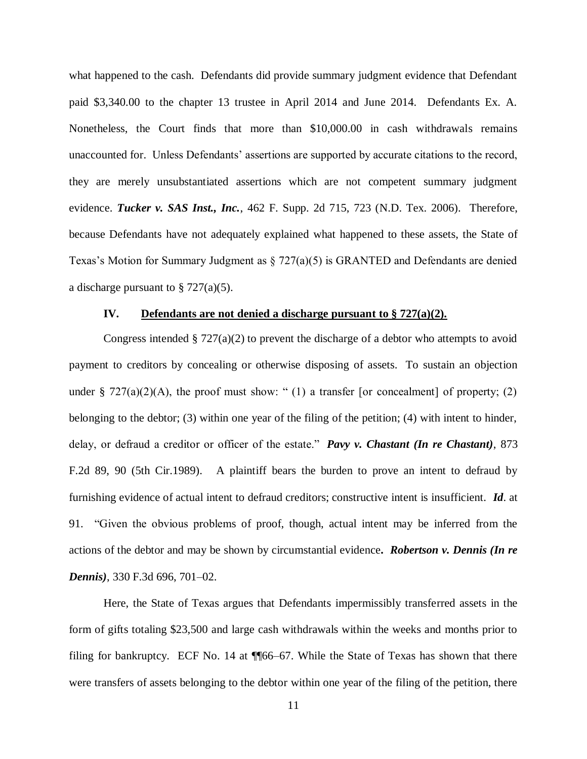what happened to the cash. Defendants did provide summary judgment evidence that Defendant paid $3,340.00 to the chapter 13 trustee in April 2014 and June 2014. Defendants Ex. A. Nonetheless, the Court finds that more than $10,000.00 in cash withdrawals remains unaccounted for. Unless Defendants' assertions are supported by accurate citations to the record, they are merely unsubstantiated assertions which are not competent summary judgment evidence. ***Tucker v. SAS Inst., Inc.***, 462 F. Supp. 2d 715, 723 (N.D. Tex. 2006). Therefore, because Defendants have not adequately explained what happened to these assets, the State of Texas's Motion for Summary Judgment as § 727(a)(5) is GRANTED and Defendants are denied a discharge pursuant to § 727(a)(5).

## IV. **Defendants are not denied a discharge pursuant to § 727(a)(2).**

Congress intended § 727(a)(2) to prevent the discharge of a debtor who attempts to avoid payment to creditors by concealing or otherwise disposing of assets. To sustain an objection under § 727(a)(2)(A), the proof must show: " (1) a transfer [or concealment] of property; (2) belonging to the debtor; (3) within one year of the filing of the petition; (4) with intent to hinder, delay, or defraud a creditor or officer of the estate." ***Pavy v. Chastant (In re Chastant)***, 873 F.2d 89, 90 (5th Cir.1989). A plaintiff bears the burden to prove an intent to defraud by furnishing evidence of actual intent to defraud creditors; constructive intent is insufficient. ***Id***. at 91. "Given the obvious problems of proof, though, actual intent may be inferred from the actions of the debtor and may be shown by circumstantial evidence**.** ***Robertson v. Dennis (In re Dennis)***, 330 F.3d 696, 701–02.

Here, the State of Texas argues that Defendants impermissibly transferred assets in the form of gifts totaling $23,500 and large cash withdrawals within the weeks and months prior to filing for bankruptcy. ECF No. 14 at ¶¶66–67. While the State of Texas has shown that there were transfers of assets belonging to the debtor within one year of the filing of the petition, there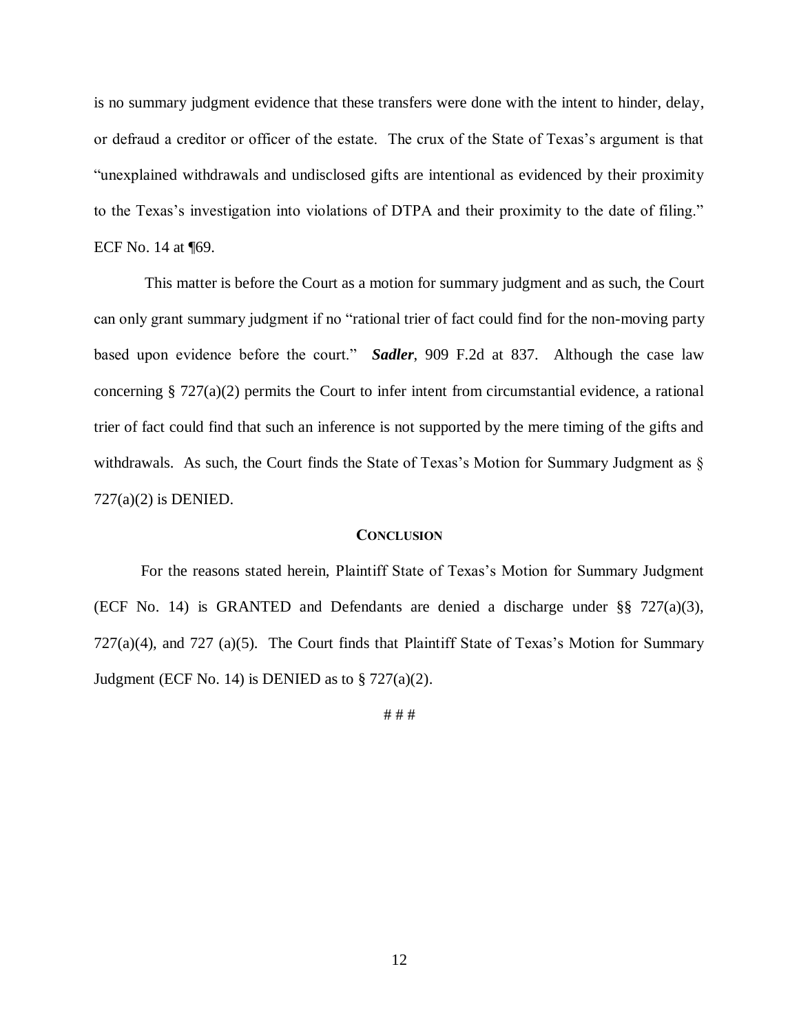is no summary judgment evidence that these transfers were done with the intent to hinder, delay, or defraud a creditor or officer of the estate. The crux of the State of Texas's argument is that "unexplained withdrawals and undisclosed gifts are intentional as evidenced by their proximity to the Texas's investigation into violations of DTPA and their proximity to the date of filing." ECF No. 14 at ¶69.

This matter is before the Court as a motion for summary judgment and as such, the Court can only grant summary judgment if no "rational trier of fact could find for the non-moving party based upon evidence before the court." ***Sadler***, 909 F.2d at 837. Although the case law concerning § 727(a)(2) permits the Court to infer intent from circumstantial evidence, a rational trier of fact could find that such an inference is not supported by the mere timing of the gifts and withdrawals. As such, the Court finds the State of Texas's Motion for Summary Judgment as § 727(a)(2) is DENIED.

## CONCLUSION

For the reasons stated herein, Plaintiff State of Texas's Motion for Summary Judgment (ECF No. 14) is GRANTED and Defendants are denied a discharge under §§ 727(a)(3), 727(a)(4), and 727 (a)(5). The Court finds that Plaintiff State of Texas's Motion for Summary Judgment (ECF No. 14) is DENIED as to § 727(a)(2).

# # #